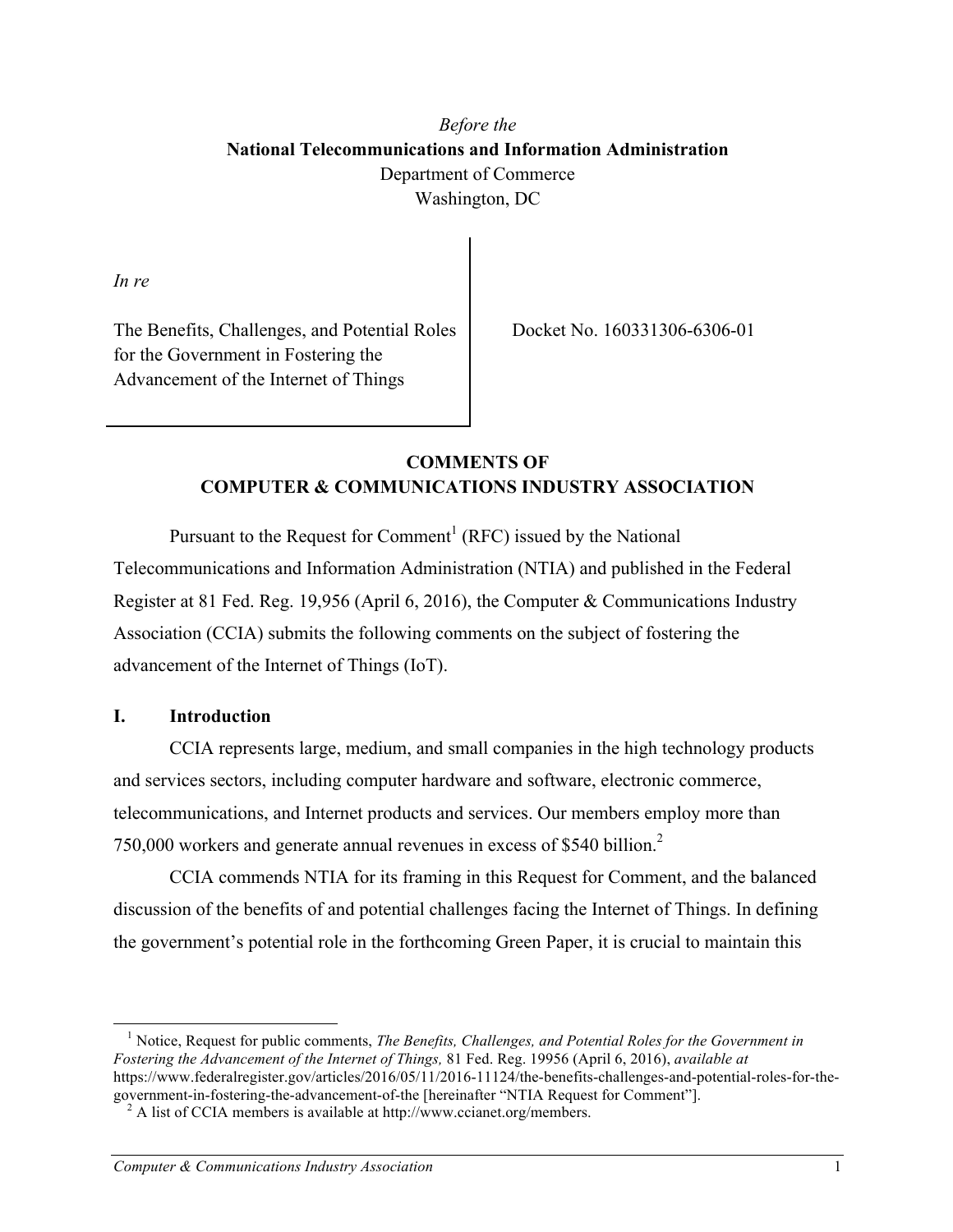*Before the*
**National Telecommunications and Information Administration**
Department of Commerce
Washington, DC

*In re*

The Benefits, Challenges, and Potential Roles for the Government in Fostering the Advancement of the Internet of Things

Docket No. 160331306-6306-01

## COMMENTS OF COMPUTER & COMMUNICATIONS INDUSTRY ASSOCIATION

Pursuant to the Request for Comment[1] (RFC) issued by the National Telecommunications and Information Administration (NTIA) and published in the Federal Register at 81 Fed. Reg. 19,956 (April 6, 2016), the Computer & Communications Industry Association (CCIA) submits the following comments on the subject of fostering the advancement of the Internet of Things (IoT).

### I. Introduction

CCIA represents large, medium, and small companies in the high technology products and services sectors, including computer hardware and software, electronic commerce, telecommunications, and Internet products and services. Our members employ more than 750,000 workers and generate annual revenues in excess of $540 billion.[2]

CCIA commends NTIA for its framing in this Request for Comment, and the balanced discussion of the benefits of and potential challenges facing the Internet of Things. In defining the government's potential role in the forthcoming Green Paper, it is crucial to maintain this

---

[1] Notice, Request for public comments, *The Benefits, Challenges, and Potential Roles for the Government in Fostering the Advancement of the Internet of Things,* 81 Fed. Reg. 19956 (April 6, 2016), *available at* https://www.federalregister.gov/articles/2016/05/11/2016-11124/the-benefits-challenges-and-potential-roles-for-the-government-in-fostering-the-advancement-of-the [hereinafter "NTIA Request for Comment"].

[2] A list of CCIA members is available at http://www.ccianet.org/members.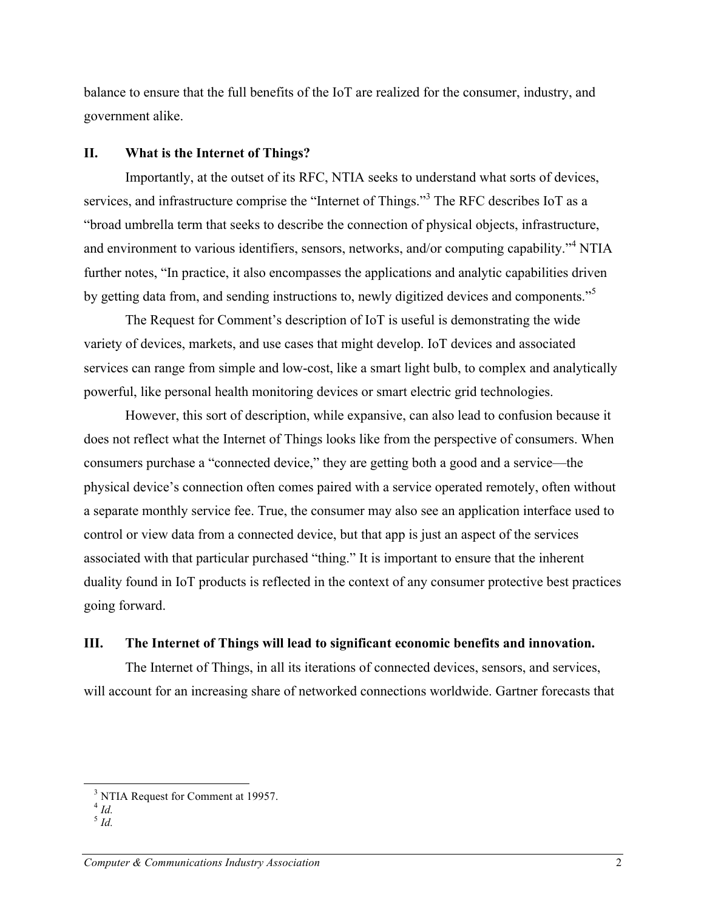balance to ensure that the full benefits of the IoT are realized for the consumer, industry, and government alike.

## II. What is the Internet of Things?

Importantly, at the outset of its RFC, NTIA seeks to understand what sorts of devices, services, and infrastructure comprise the "Internet of Things."[3] The RFC describes IoT as a "broad umbrella term that seeks to describe the connection of physical objects, infrastructure, and environment to various identifiers, sensors, networks, and/or computing capability."[4] NTIA further notes, "In practice, it also encompasses the applications and analytic capabilities driven by getting data from, and sending instructions to, newly digitized devices and components."[5]

The Request for Comment's description of IoT is useful is demonstrating the wide variety of devices, markets, and use cases that might develop. IoT devices and associated services can range from simple and low-cost, like a smart light bulb, to complex and analytically powerful, like personal health monitoring devices or smart electric grid technologies.

However, this sort of description, while expansive, can also lead to confusion because it does not reflect what the Internet of Things looks like from the perspective of consumers. When consumers purchase a "connected device," they are getting both a good and a service—the physical device's connection often comes paired with a service operated remotely, often without a separate monthly service fee. True, the consumer may also see an application interface used to control or view data from a connected device, but that app is just an aspect of the services associated with that particular purchased "thing." It is important to ensure that the inherent duality found in IoT products is reflected in the context of any consumer protective best practices going forward.

## III. The Internet of Things will lead to significant economic benefits and innovation.

The Internet of Things, in all its iterations of connected devices, sensors, and services, will account for an increasing share of networked connections worldwide. Gartner forecasts that

---

[3] NTIA Request for Comment at 19957.
[4] *Id.*
[5] *Id.*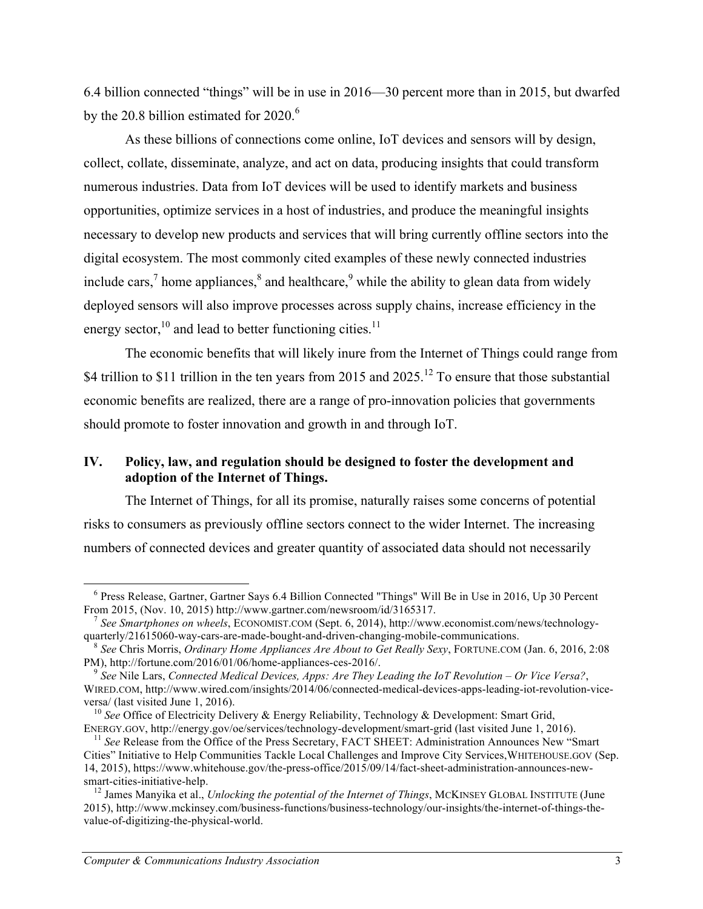6.4 billion connected "things" will be in use in 2016—30 percent more than in 2015, but dwarfed by the 20.8 billion estimated for 2020.[6]

As these billions of connections come online, IoT devices and sensors will by design, collect, collate, disseminate, analyze, and act on data, producing insights that could transform numerous industries. Data from IoT devices will be used to identify markets and business opportunities, optimize services in a host of industries, and produce the meaningful insights necessary to develop new products and services that will bring currently offline sectors into the digital ecosystem. The most commonly cited examples of these newly connected industries include cars,[7] home appliances,[8] and healthcare,[9] while the ability to glean data from widely deployed sensors will also improve processes across supply chains, increase efficiency in the energy sector,[10] and lead to better functioning cities.[11]

The economic benefits that will likely inure from the Internet of Things could range from \$4 trillion to \$11 trillion in the ten years from 2015 and 2025.[12] To ensure that those substantial economic benefits are realized, there are a range of pro-innovation policies that governments should promote to foster innovation and growth in and through IoT.

## IV. Policy, law, and regulation should be designed to foster the development and adoption of the Internet of Things.

The Internet of Things, for all its promise, naturally raises some concerns of potential risks to consumers as previously offline sectors connect to the wider Internet. The increasing numbers of connected devices and greater quantity of associated data should not necessarily

---

[6] Press Release, Gartner, Gartner Says 6.4 Billion Connected "Things" Will Be in Use in 2016, Up 30 Percent From 2015, (Nov. 10, 2015) http://www.gartner.com/newsroom/id/3165317.

[7] *See Smartphones on wheels*, ECONOMIST.COM (Sept. 6, 2014), http://www.economist.com/news/technology-quarterly/21615060-way-cars-are-made-bought-and-driven-changing-mobile-communications.

[8] *See* Chris Morris, *Ordinary Home Appliances Are About to Get Really Sexy*, FORTUNE.COM (Jan. 6, 2016, 2:08 PM), http://fortune.com/2016/01/06/home-appliances-ces-2016/.

[9] *See* Nile Lars, *Connected Medical Devices, Apps: Are They Leading the IoT Revolution – Or Vice Versa?*, WIRED.COM, http://www.wired.com/insights/2014/06/connected-medical-devices-apps-leading-iot-revolution-vice-versa/ (last visited June 1, 2016).

[10] *See* Office of Electricity Delivery & Energy Reliability, Technology & Development: Smart Grid, ENERGY.GOV, http://energy.gov/oe/services/technology-development/smart-grid (last visited June 1, 2016).

[11] *See* Release from the Office of the Press Secretary, FACT SHEET: Administration Announces New "Smart Cities" Initiative to Help Communities Tackle Local Challenges and Improve City Services,WHITEHOUSE.GOV (Sep. 14, 2015), https://www.whitehouse.gov/the-press-office/2015/09/14/fact-sheet-administration-announces-new-smart-cities-initiative-help.

[12] James Manyika et al., *Unlocking the potential of the Internet of Things*, MCKINSEY GLOBAL INSTITUTE (June 2015), http://www.mckinsey.com/business-functions/business-technology/our-insights/the-internet-of-things-the-value-of-digitizing-the-physical-world.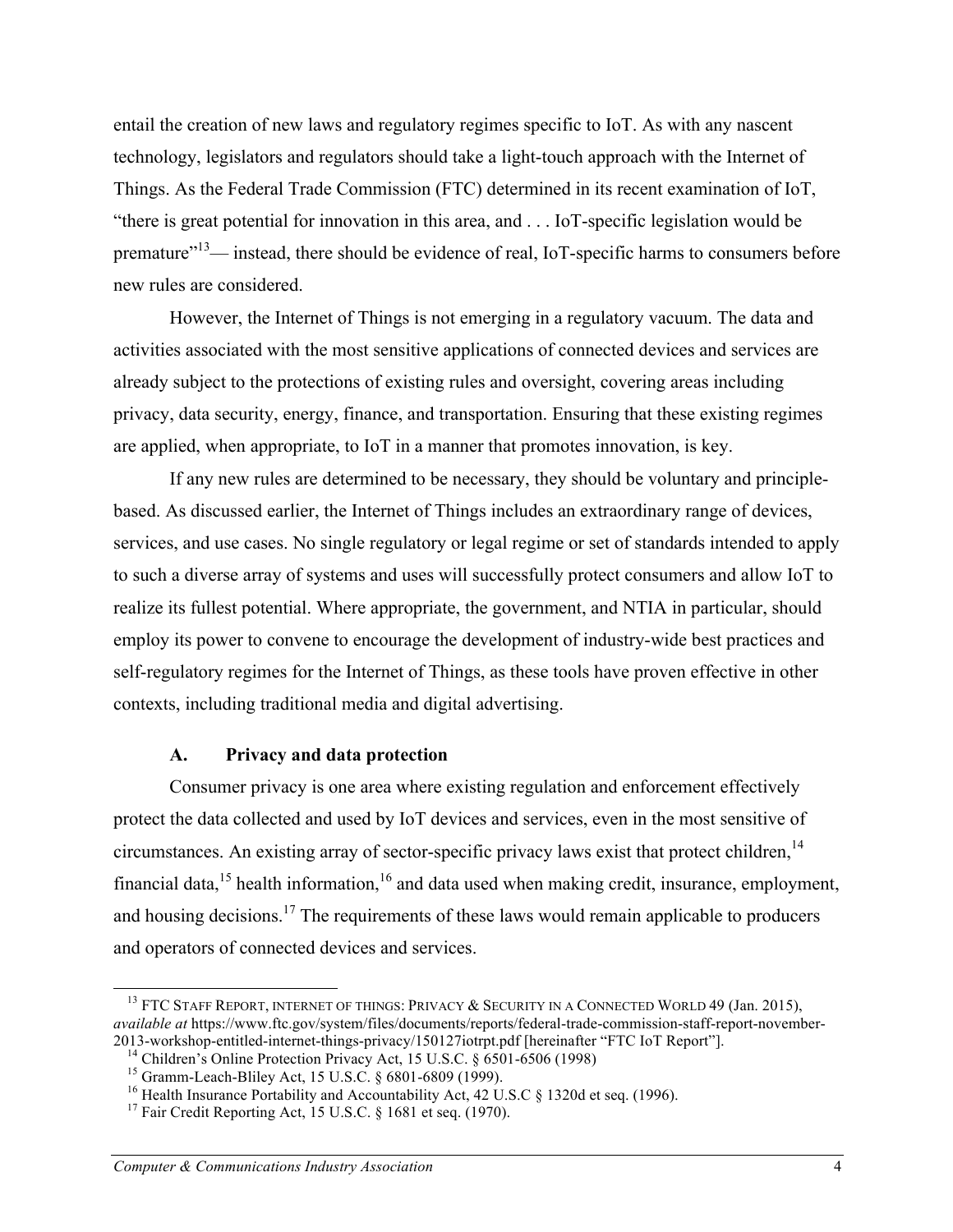entail the creation of new laws and regulatory regimes specific to IoT. As with any nascent technology, legislators and regulators should take a light-touch approach with the Internet of Things. As the Federal Trade Commission (FTC) determined in its recent examination of IoT, "there is great potential for innovation in this area, and . . . IoT-specific legislation would be premature"[13]— instead, there should be evidence of real, IoT-specific harms to consumers before new rules are considered.

However, the Internet of Things is not emerging in a regulatory vacuum. The data and activities associated with the most sensitive applications of connected devices and services are already subject to the protections of existing rules and oversight, covering areas including privacy, data security, energy, finance, and transportation. Ensuring that these existing regimes are applied, when appropriate, to IoT in a manner that promotes innovation, is key.

If any new rules are determined to be necessary, they should be voluntary and principle-based. As discussed earlier, the Internet of Things includes an extraordinary range of devices, services, and use cases. No single regulatory or legal regime or set of standards intended to apply to such a diverse array of systems and uses will successfully protect consumers and allow IoT to realize its fullest potential. Where appropriate, the government, and NTIA in particular, should employ its power to convene to encourage the development of industry-wide best practices and self-regulatory regimes for the Internet of Things, as these tools have proven effective in other contexts, including traditional media and digital advertising.

### A. Privacy and data protection

Consumer privacy is one area where existing regulation and enforcement effectively protect the data collected and used by IoT devices and services, even in the most sensitive of circumstances. An existing array of sector-specific privacy laws exist that protect children,[14] financial data,[15] health information,[16] and data used when making credit, insurance, employment, and housing decisions.[17] The requirements of these laws would remain applicable to producers and operators of connected devices and services.

---

[13] FTC STAFF REPORT, INTERNET OF THINGS: PRIVACY & SECURITY IN A CONNECTED WORLD 49 (Jan. 2015), *available at* https://www.ftc.gov/system/files/documents/reports/federal-trade-commission-staff-report-november-2013-workshop-entitled-internet-things-privacy/150127iotrpt.pdf [hereinafter "FTC IoT Report"].

[14] Children's Online Protection Privacy Act, 15 U.S.C. § 6501-6506 (1998)

[15] Gramm-Leach-Bliley Act, 15 U.S.C. § 6801-6809 (1999).

[16] Health Insurance Portability and Accountability Act, 42 U.S.C § 1320d et seq. (1996).

[17] Fair Credit Reporting Act, 15 U.S.C. § 1681 et seq. (1970).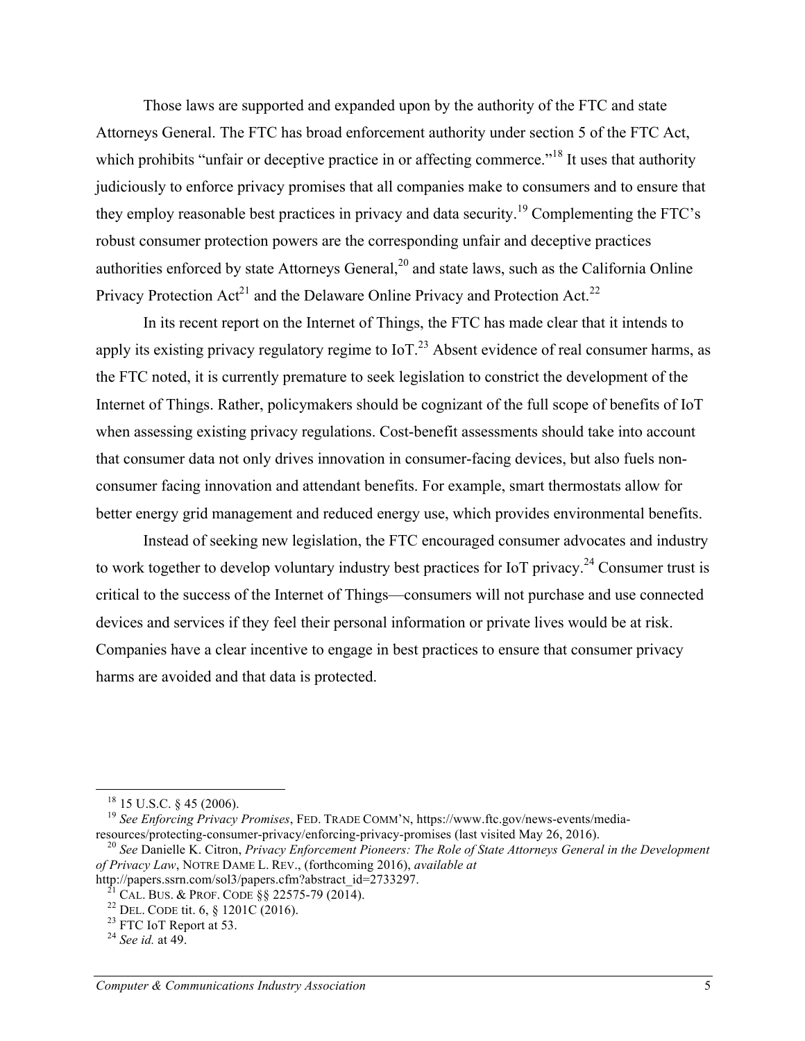Those laws are supported and expanded upon by the authority of the FTC and state Attorneys General. The FTC has broad enforcement authority under section 5 of the FTC Act, which prohibits "unfair or deceptive practice in or affecting commerce."[18] It uses that authority judiciously to enforce privacy promises that all companies make to consumers and to ensure that they employ reasonable best practices in privacy and data security.[19] Complementing the FTC's robust consumer protection powers are the corresponding unfair and deceptive practices authorities enforced by state Attorneys General,[20] and state laws, such as the California Online Privacy Protection Act[21] and the Delaware Online Privacy and Protection Act.[22]

In its recent report on the Internet of Things, the FTC has made clear that it intends to apply its existing privacy regulatory regime to IoT.[23] Absent evidence of real consumer harms, as the FTC noted, it is currently premature to seek legislation to constrict the development of the Internet of Things. Rather, policymakers should be cognizant of the full scope of benefits of IoT when assessing existing privacy regulations. Cost-benefit assessments should take into account that consumer data not only drives innovation in consumer-facing devices, but also fuels non-consumer facing innovation and attendant benefits. For example, smart thermostats allow for better energy grid management and reduced energy use, which provides environmental benefits.

Instead of seeking new legislation, the FTC encouraged consumer advocates and industry to work together to develop voluntary industry best practices for IoT privacy.[24] Consumer trust is critical to the success of the Internet of Things—consumers will not purchase and use connected devices and services if they feel their personal information or private lives would be at risk. Companies have a clear incentive to engage in best practices to ensure that consumer privacy harms are avoided and that data is protected.

---

[18] 15 U.S.C. § 45 (2006).

[19] *See Enforcing Privacy Promises*, FED. TRADE COMM'N, https://www.ftc.gov/news-events/media-resources/protecting-consumer-privacy/enforcing-privacy-promises (last visited May 26, 2016).

[20] *See* Danielle K. Citron, *Privacy Enforcement Pioneers: The Role of State Attorneys General in the Development of Privacy Law*, NOTRE DAME L. REV., (forthcoming 2016), *available at* http://papers.ssrn.com/sol3/papers.cfm?abstract_id=2733297.

[21] CAL. BUS. & PROF. CODE §§ 22575-79 (2014).

[22] DEL. CODE tit. 6, § 1201C (2016).

[23] FTC IoT Report at 53.

[24] *See id.* at 49.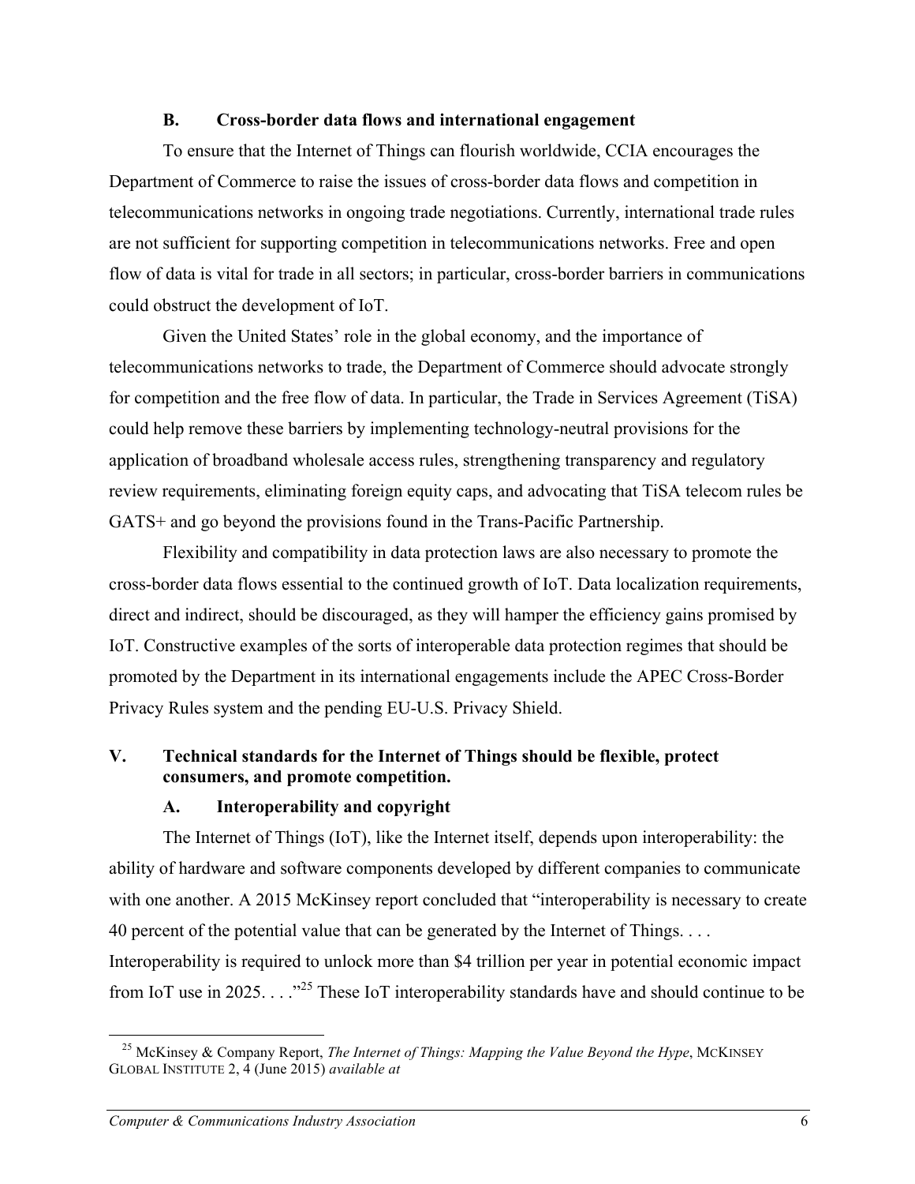### B. Cross-border data flows and international engagement

To ensure that the Internet of Things can flourish worldwide, CCIA encourages the Department of Commerce to raise the issues of cross-border data flows and competition in telecommunications networks in ongoing trade negotiations. Currently, international trade rules are not sufficient for supporting competition in telecommunications networks. Free and open flow of data is vital for trade in all sectors; in particular, cross-border barriers in communications could obstruct the development of IoT.

Given the United States' role in the global economy, and the importance of telecommunications networks to trade, the Department of Commerce should advocate strongly for competition and the free flow of data. In particular, the Trade in Services Agreement (TiSA) could help remove these barriers by implementing technology-neutral provisions for the application of broadband wholesale access rules, strengthening transparency and regulatory review requirements, eliminating foreign equity caps, and advocating that TiSA telecom rules be GATS+ and go beyond the provisions found in the Trans-Pacific Partnership.

Flexibility and compatibility in data protection laws are also necessary to promote the cross-border data flows essential to the continued growth of IoT. Data localization requirements, direct and indirect, should be discouraged, as they will hamper the efficiency gains promised by IoT. Constructive examples of the sorts of interoperable data protection regimes that should be promoted by the Department in its international engagements include the APEC Cross-Border Privacy Rules system and the pending EU-U.S. Privacy Shield.

## V. Technical standards for the Internet of Things should be flexible, protect consumers, and promote competition.

### A. Interoperability and copyright

The Internet of Things (IoT), like the Internet itself, depends upon interoperability: the ability of hardware and software components developed by different companies to communicate with one another. A 2015 McKinsey report concluded that "interoperability is necessary to create 40 percent of the potential value that can be generated by the Internet of Things. . . . Interoperability is required to unlock more than $4 trillion per year in potential economic impact from IoT use in 2025. . . ."[25] These IoT interoperability standards have and should continue to be

[25] McKinsey & Company Report, *The Internet of Things: Mapping the Value Beyond the Hype*, MCKINSEY GLOBAL INSTITUTE 2, 4 (June 2015) *available at*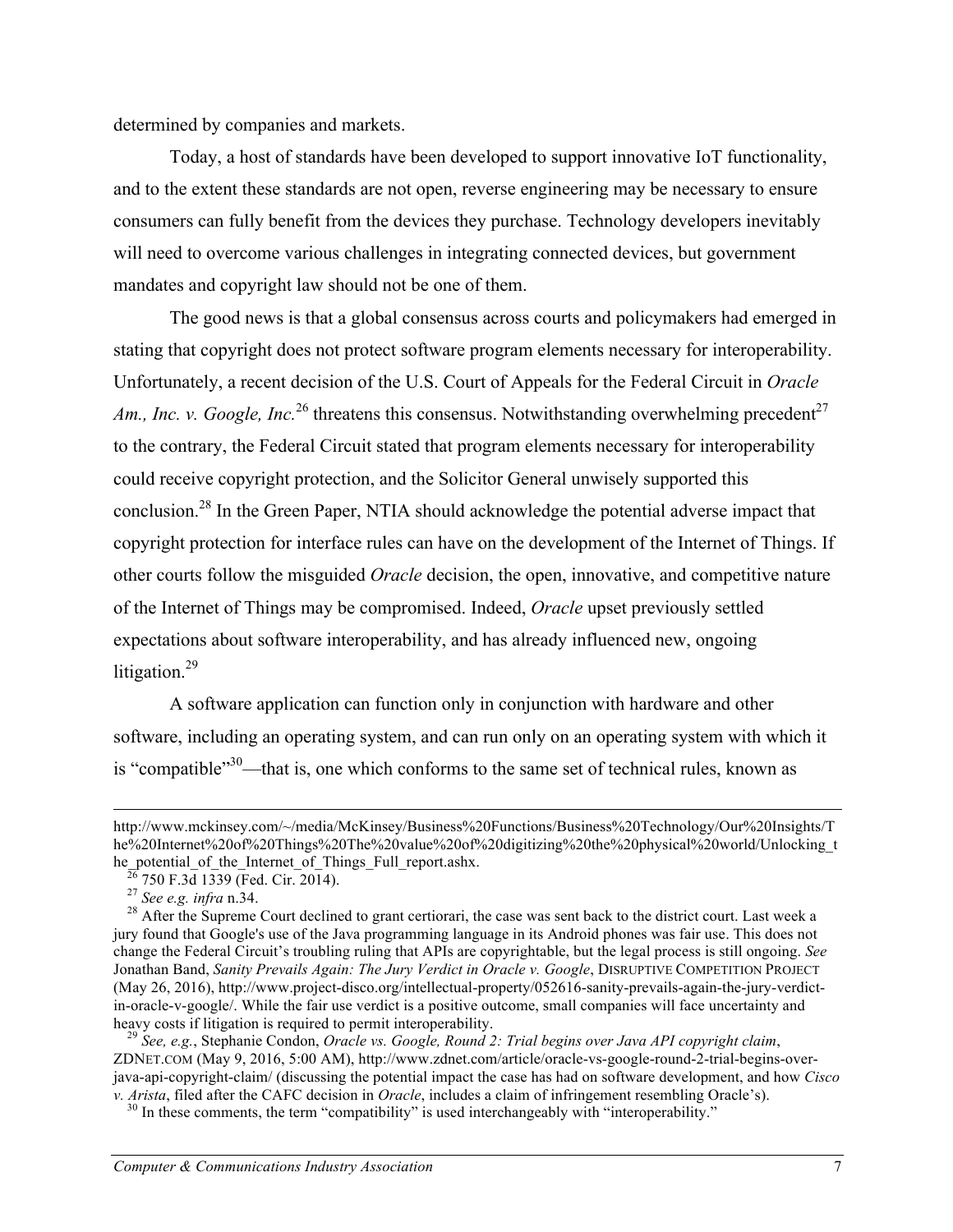determined by companies and markets.

Today, a host of standards have been developed to support innovative IoT functionality, and to the extent these standards are not open, reverse engineering may be necessary to ensure consumers can fully benefit from the devices they purchase. Technology developers inevitably will need to overcome various challenges in integrating connected devices, but government mandates and copyright law should not be one of them.

The good news is that a global consensus across courts and policymakers had emerged in stating that copyright does not protect software program elements necessary for interoperability. Unfortunately, a recent decision of the U.S. Court of Appeals for the Federal Circuit in *Oracle Am., Inc. v. Google, Inc.*[26] threatens this consensus. Notwithstanding overwhelming precedent[27] to the contrary, the Federal Circuit stated that program elements necessary for interoperability could receive copyright protection, and the Solicitor General unwisely supported this conclusion.[28] In the Green Paper, NTIA should acknowledge the potential adverse impact that copyright protection for interface rules can have on the development of the Internet of Things. If other courts follow the misguided *Oracle* decision, the open, innovative, and competitive nature of the Internet of Things may be compromised. Indeed, *Oracle* upset previously settled expectations about software interoperability, and has already influenced new, ongoing litigation.[29]

A software application can function only in conjunction with hardware and other software, including an operating system, and can run only on an operating system with which it is "compatible"[30]—that is, one which conforms to the same set of technical rules, known as

---

http://www.mckinsey.com/~/media/McKinsey/Business%20Functions/Business%20Technology/Our%20Insights/The%20Internet%20of%20Things%20The%20value%20of%20digitizing%20the%20physical%20world/Unlocking_the_potential_of_the_Internet_of_Things_Full_report.ashx.

[26] 750 F.3d 1339 (Fed. Cir. 2014).

[27] *See e.g. infra* n.34.

[28] After the Supreme Court declined to grant certiorari, the case was sent back to the district court. Last week a jury found that Google's use of the Java programming language in its Android phones was fair use. This does not change the Federal Circuit's troubling ruling that APIs are copyrightable, but the legal process is still ongoing. *See* Jonathan Band, *Sanity Prevails Again: The Jury Verdict in Oracle v. Google*, DISRUPTIVE COMPETITION PROJECT (May 26, 2016), http://www.project-disco.org/intellectual-property/052616-sanity-prevails-again-the-jury-verdict-in-oracle-v-google/. While the fair use verdict is a positive outcome, small companies will face uncertainty and heavy costs if litigation is required to permit interoperability.

[29] *See, e.g.*, Stephanie Condon, *Oracle vs. Google, Round 2: Trial begins over Java API copyright claim*, ZDNET.COM (May 9, 2016, 5:00 AM), http://www.zdnet.com/article/oracle-vs-google-round-2-trial-begins-over-java-api-copyright-claim/ (discussing the potential impact the case has had on software development, and how *Cisco v. Arista*, filed after the CAFC decision in *Oracle*, includes a claim of infringement resembling Oracle's).

[30] In these comments, the term "compatibility" is used interchangeably with "interoperability."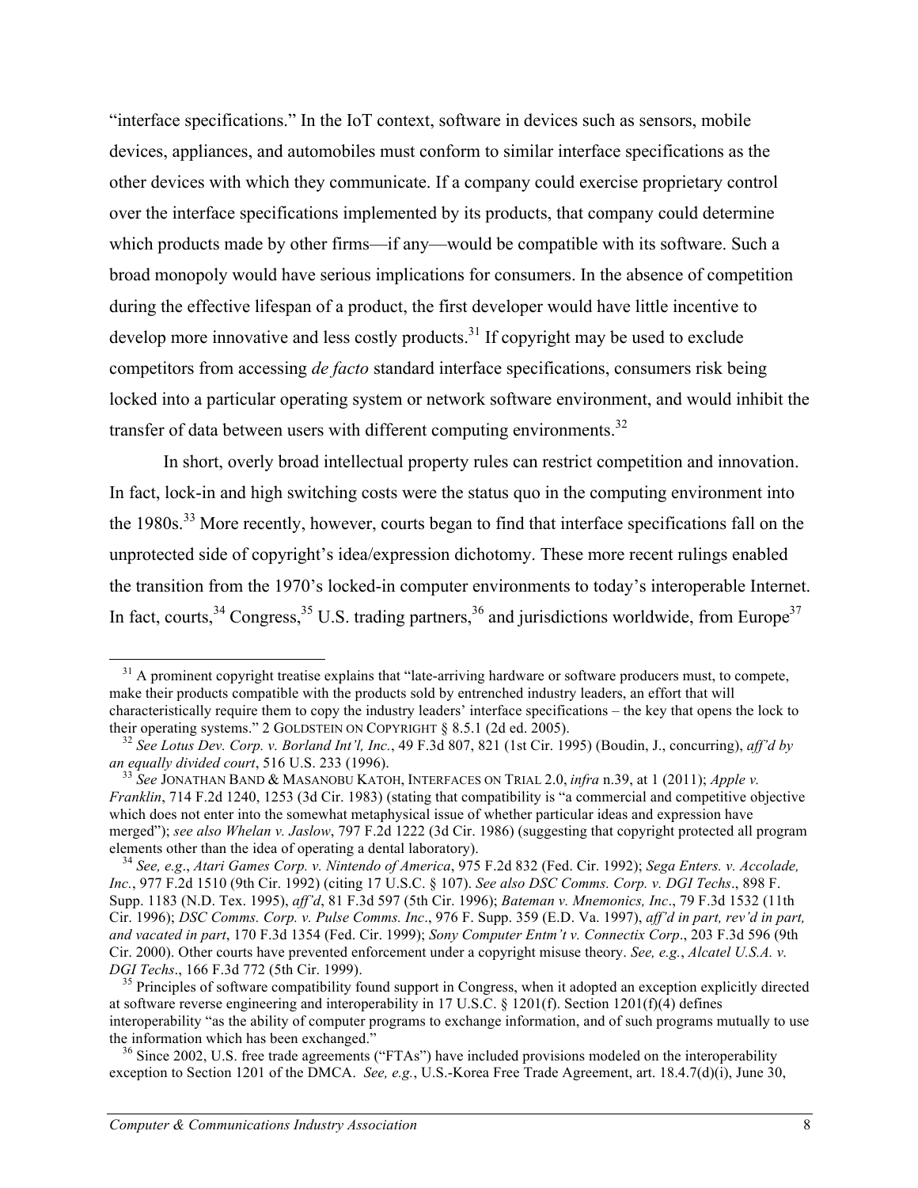"interface specifications." In the IoT context, software in devices such as sensors, mobile devices, appliances, and automobiles must conform to similar interface specifications as the other devices with which they communicate. If a company could exercise proprietary control over the interface specifications implemented by its products, that company could determine which products made by other firms—if any—would be compatible with its software. Such a broad monopoly would have serious implications for consumers. In the absence of competition during the effective lifespan of a product, the first developer would have little incentive to develop more innovative and less costly products.[31] If copyright may be used to exclude competitors from accessing *de facto* standard interface specifications, consumers risk being locked into a particular operating system or network software environment, and would inhibit the transfer of data between users with different computing environments.[32]

In short, overly broad intellectual property rules can restrict competition and innovation. In fact, lock-in and high switching costs were the status quo in the computing environment into the 1980s.[33] More recently, however, courts began to find that interface specifications fall on the unprotected side of copyright's idea/expression dichotomy. These more recent rulings enabled the transition from the 1970's locked-in computer environments to today's interoperable Internet. In fact, courts,[34] Congress,[35] U.S. trading partners,[36] and jurisdictions worldwide, from Europe[37]

---

[31] A prominent copyright treatise explains that "late-arriving hardware or software producers must, to compete, make their products compatible with the products sold by entrenched industry leaders, an effort that will characteristically require them to copy the industry leaders' interface specifications – the key that opens the lock to their operating systems." 2 GOLDSTEIN ON COPYRIGHT § 8.5.1 (2d ed. 2005).

[32] *See Lotus Dev. Corp. v. Borland Int'l, Inc.*, 49 F.3d 807, 821 (1st Cir. 1995) (Boudin, J., concurring), *aff'd by an equally divided court*, 516 U.S. 233 (1996).

[33] *See* JONATHAN BAND & MASANOBU KATOH, INTERFACES ON TRIAL 2.0, *infra* n.39, at 1 (2011); *Apple v. Franklin*, 714 F.2d 1240, 1253 (3d Cir. 1983) (stating that compatibility is "a commercial and competitive objective which does not enter into the somewhat metaphysical issue of whether particular ideas and expression have merged"); *see also Whelan v. Jaslow*, 797 F.2d 1222 (3d Cir. 1986) (suggesting that copyright protected all program elements other than the idea of operating a dental laboratory).

[34] *See, e.g.*, *Atari Games Corp. v. Nintendo of America*, 975 F.2d 832 (Fed. Cir. 1992); *Sega Enters. v. Accolade, Inc.*, 977 F.2d 1510 (9th Cir. 1992) (citing 17 U.S.C. § 107). *See also DSC Comms. Corp. v. DGI Techs*., 898 F. Supp. 1183 (N.D. Tex. 1995), *aff'd*, 81 F.3d 597 (5th Cir. 1996); *Bateman v. Mnemonics, Inc*., 79 F.3d 1532 (11th Cir. 1996); *DSC Comms. Corp. v. Pulse Comms. Inc*., 976 F. Supp. 359 (E.D. Va. 1997), *aff'd in part, rev'd in part, and vacated in part*, 170 F.3d 1354 (Fed. Cir. 1999); *Sony Computer Entm't v. Connectix Corp*., 203 F.3d 596 (9th Cir. 2000). Other courts have prevented enforcement under a copyright misuse theory. *See, e.g.*, *Alcatel U.S.A. v. DGI Techs*., 166 F.3d 772 (5th Cir. 1999).

[35] Principles of software compatibility found support in Congress, when it adopted an exception explicitly directed at software reverse engineering and interoperability in 17 U.S.C. § 1201(f). Section 1201(f)(4) defines interoperability "as the ability of computer programs to exchange information, and of such programs mutually to use the information which has been exchanged."

[36] Since 2002, U.S. free trade agreements ("FTAs") have included provisions modeled on the interoperability exception to Section 1201 of the DMCA. *See, e.g.*, U.S.-Korea Free Trade Agreement, art. 18.4.7(d)(i), June 30,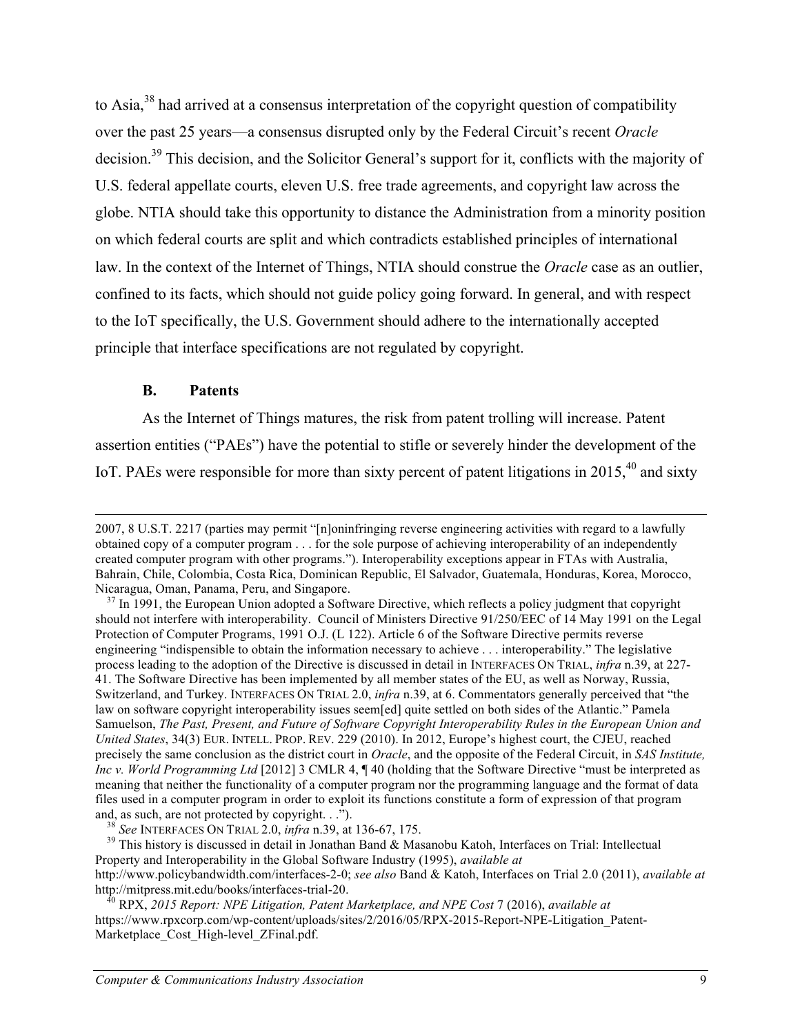to Asia,[38] had arrived at a consensus interpretation of the copyright question of compatibility over the past 25 years—a consensus disrupted only by the Federal Circuit's recent *Oracle* decision.[39] This decision, and the Solicitor General's support for it, conflicts with the majority of U.S. federal appellate courts, eleven U.S. free trade agreements, and copyright law across the globe. NTIA should take this opportunity to distance the Administration from a minority position on which federal courts are split and which contradicts established principles of international law. In the context of the Internet of Things, NTIA should construe the *Oracle* case as an outlier, confined to its facts, which should not guide policy going forward. In general, and with respect to the IoT specifically, the U.S. Government should adhere to the internationally accepted principle that interface specifications are not regulated by copyright.

### B. Patents

As the Internet of Things matures, the risk from patent trolling will increase. Patent assertion entities ("PAEs") have the potential to stifle or severely hinder the development of the IoT. PAEs were responsible for more than sixty percent of patent litigations in 2015,[40] and sixty

---

2007, 8 U.S.T. 2217 (parties may permit "[n]oninfringing reverse engineering activities with regard to a lawfully obtained copy of a computer program . . . for the sole purpose of achieving interoperability of an independently created computer program with other programs."). Interoperability exceptions appear in FTAs with Australia, Bahrain, Chile, Colombia, Costa Rica, Dominican Republic, El Salvador, Guatemala, Honduras, Korea, Morocco, Nicaragua, Oman, Panama, Peru, and Singapore.

[37] In 1991, the European Union adopted a Software Directive, which reflects a policy judgment that copyright should not interfere with interoperability. Council of Ministers Directive 91/250/EEC of 14 May 1991 on the Legal Protection of Computer Programs, 1991 O.J. (L 122). Article 6 of the Software Directive permits reverse engineering "indispensible to obtain the information necessary to achieve . . . interoperability." The legislative process leading to the adoption of the Directive is discussed in detail in INTERFACES ON TRIAL, *infra* n.39, at 227-41. The Software Directive has been implemented by all member states of the EU, as well as Norway, Russia, Switzerland, and Turkey. INTERFACES ON TRIAL 2.0, *infra* n.39, at 6. Commentators generally perceived that "the law on software copyright interoperability issues seem[ed] quite settled on both sides of the Atlantic." Pamela Samuelson, *The Past, Present, and Future of Software Copyright Interoperability Rules in the European Union and United States*, 34(3) EUR. INTELL. PROP. REV. 229 (2010). In 2012, Europe's highest court, the CJEU, reached precisely the same conclusion as the district court in *Oracle*, and the opposite of the Federal Circuit, in *SAS Institute, Inc v. World Programming Ltd* [2012] 3 CMLR 4, ¶ 40 (holding that the Software Directive "must be interpreted as meaning that neither the functionality of a computer program nor the programming language and the format of data files used in a computer program in order to exploit its functions constitute a form of expression of that program and, as such, are not protected by copyright. . .").

[38] *See* INTERFACES ON TRIAL 2.0, *infra* n.39, at 136-67, 175.

[39] This history is discussed in detail in Jonathan Band & Masanobu Katoh, Interfaces on Trial: Intellectual Property and Interoperability in the Global Software Industry (1995), *available at* http://www.policybandwidth.com/interfaces-2-0; *see also* Band & Katoh, Interfaces on Trial 2.0 (2011), *available at* http://mitpress.mit.edu/books/interfaces-trial-20.

[40] RPX, *2015 Report: NPE Litigation, Patent Marketplace, and NPE Cost* 7 (2016), *available at* https://www.rpxcorp.com/wp-content/uploads/sites/2/2016/05/RPX-2015-Report-NPE-Litigation_Patent-Marketplace_Cost_High-level_ZFinal.pdf.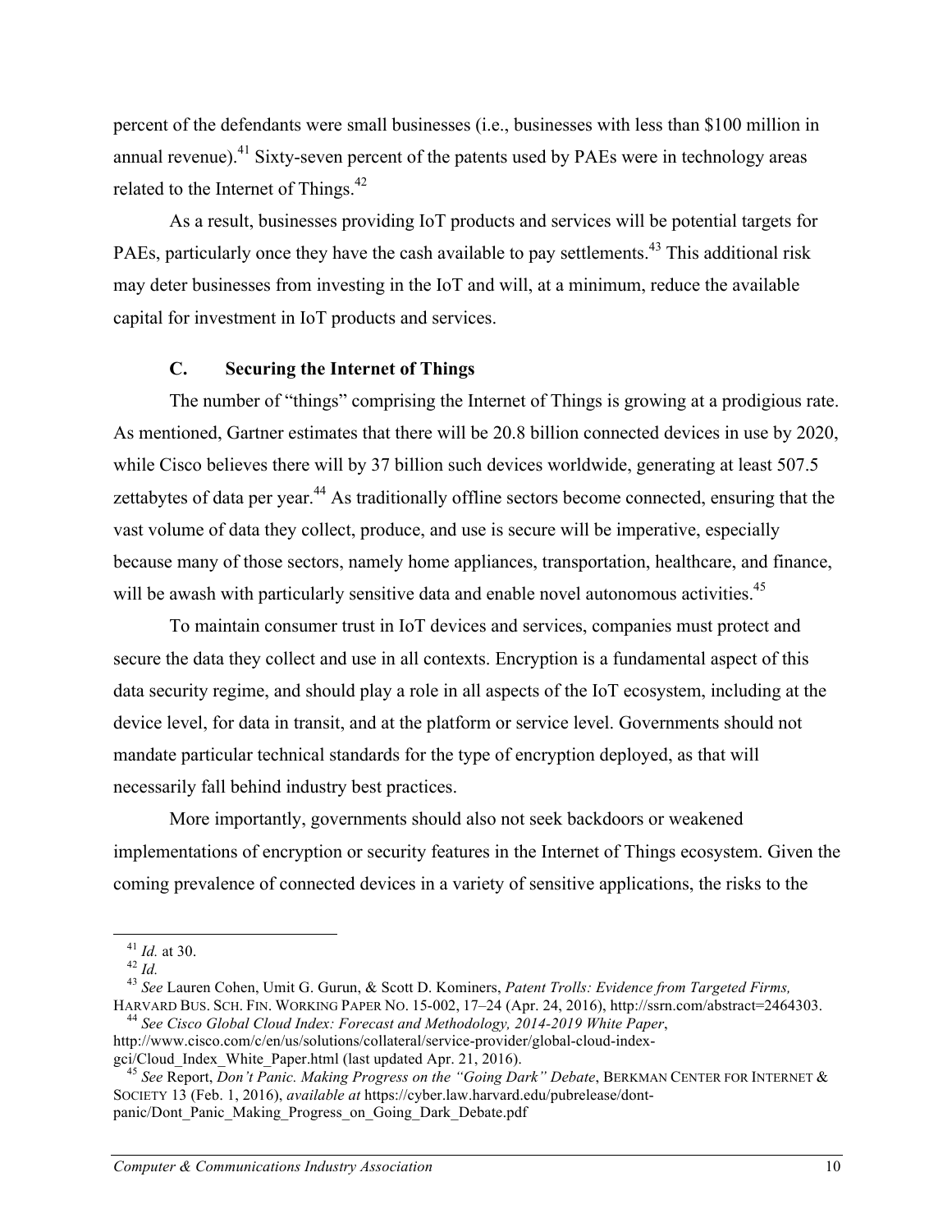percent of the defendants were small businesses (i.e., businesses with less than $100 million in annual revenue).[41] Sixty-seven percent of the patents used by PAEs were in technology areas related to the Internet of Things.[42]

As a result, businesses providing IoT products and services will be potential targets for PAEs, particularly once they have the cash available to pay settlements.[43] This additional risk may deter businesses from investing in the IoT and will, at a minimum, reduce the available capital for investment in IoT products and services.

### C. Securing the Internet of Things

The number of "things" comprising the Internet of Things is growing at a prodigious rate. As mentioned, Gartner estimates that there will be 20.8 billion connected devices in use by 2020, while Cisco believes there will by 37 billion such devices worldwide, generating at least 507.5 zettabytes of data per year.[44] As traditionally offline sectors become connected, ensuring that the vast volume of data they collect, produce, and use is secure will be imperative, especially because many of those sectors, namely home appliances, transportation, healthcare, and finance, will be awash with particularly sensitive data and enable novel autonomous activities.[45]

To maintain consumer trust in IoT devices and services, companies must protect and secure the data they collect and use in all contexts. Encryption is a fundamental aspect of this data security regime, and should play a role in all aspects of the IoT ecosystem, including at the device level, for data in transit, and at the platform or service level. Governments should not mandate particular technical standards for the type of encryption deployed, as that will necessarily fall behind industry best practices.

More importantly, governments should also not seek backdoors or weakened implementations of encryption or security features in the Internet of Things ecosystem. Given the coming prevalence of connected devices in a variety of sensitive applications, the risks to the

---

[41] *Id.* at 30.

[42] *Id.*

[43] *See* Lauren Cohen, Umit G. Gurun, & Scott D. Kominers, *Patent Trolls: Evidence from Targeted Firms,* HARVARD BUS. SCH. FIN. WORKING PAPER NO. 15-002, 17–24 (Apr. 24, 2016), http://ssrn.com/abstract=2464303.

[44] *See Cisco Global Cloud Index: Forecast and Methodology, 2014-2019 White Paper*, http://www.cisco.com/c/en/us/solutions/collateral/service-provider/global-cloud-index-gci/Cloud_Index_White_Paper.html (last updated Apr. 21, 2016).

[45] *See* Report, *Don't Panic. Making Progress on the "Going Dark" Debate*, BERKMAN CENTER FOR INTERNET & SOCIETY 13 (Feb. 1, 2016), *available at* https://cyber.law.harvard.edu/pubrelease/dont-panic/Dont_Panic_Making_Progress_on_Going_Dark_Debate.pdf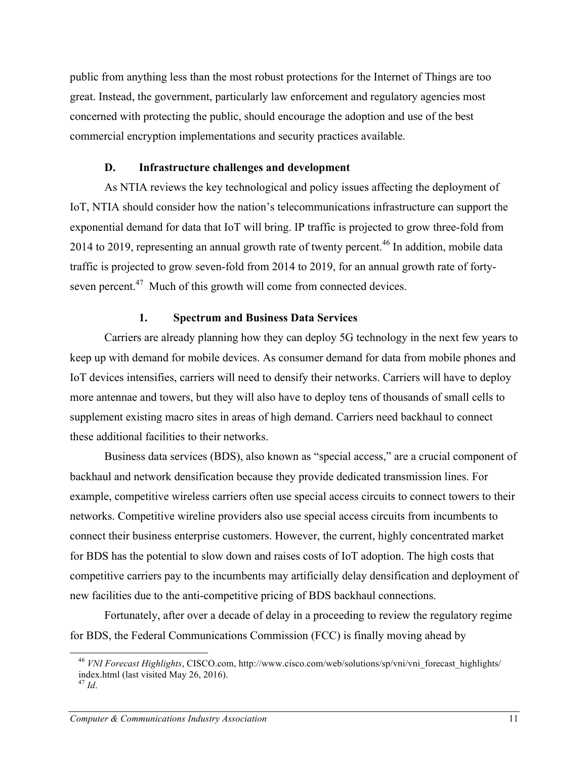public from anything less than the most robust protections for the Internet of Things are too great. Instead, the government, particularly law enforcement and regulatory agencies most concerned with protecting the public, should encourage the adoption and use of the best commercial encryption implementations and security practices available.

### D. Infrastructure challenges and development

As NTIA reviews the key technological and policy issues affecting the deployment of IoT, NTIA should consider how the nation's telecommunications infrastructure can support the exponential demand for data that IoT will bring. IP traffic is projected to grow three-fold from 2014 to 2019, representing an annual growth rate of twenty percent.[46] In addition, mobile data traffic is projected to grow seven-fold from 2014 to 2019, for an annual growth rate of forty-seven percent.[47] Much of this growth will come from connected devices.

#### 1. Spectrum and Business Data Services

Carriers are already planning how they can deploy 5G technology in the next few years to keep up with demand for mobile devices. As consumer demand for data from mobile phones and IoT devices intensifies, carriers will need to densify their networks. Carriers will have to deploy more antennae and towers, but they will also have to deploy tens of thousands of small cells to supplement existing macro sites in areas of high demand. Carriers need backhaul to connect these additional facilities to their networks.

Business data services (BDS), also known as "special access," are a crucial component of backhaul and network densification because they provide dedicated transmission lines. For example, competitive wireless carriers often use special access circuits to connect towers to their networks. Competitive wireline providers also use special access circuits from incumbents to connect their business enterprise customers. However, the current, highly concentrated market for BDS has the potential to slow down and raises costs of IoT adoption. The high costs that competitive carriers pay to the incumbents may artificially delay densification and deployment of new facilities due to the anti-competitive pricing of BDS backhaul connections.

Fortunately, after over a decade of delay in a proceeding to review the regulatory regime for BDS, the Federal Communications Commission (FCC) is finally moving ahead by

---

[46] *VNI Forecast Highlights*, CISCO.com, http://www.cisco.com/web/solutions/sp/vni/vni_forecast_highlights/index.html (last visited May 26, 2016).

[47] *Id*.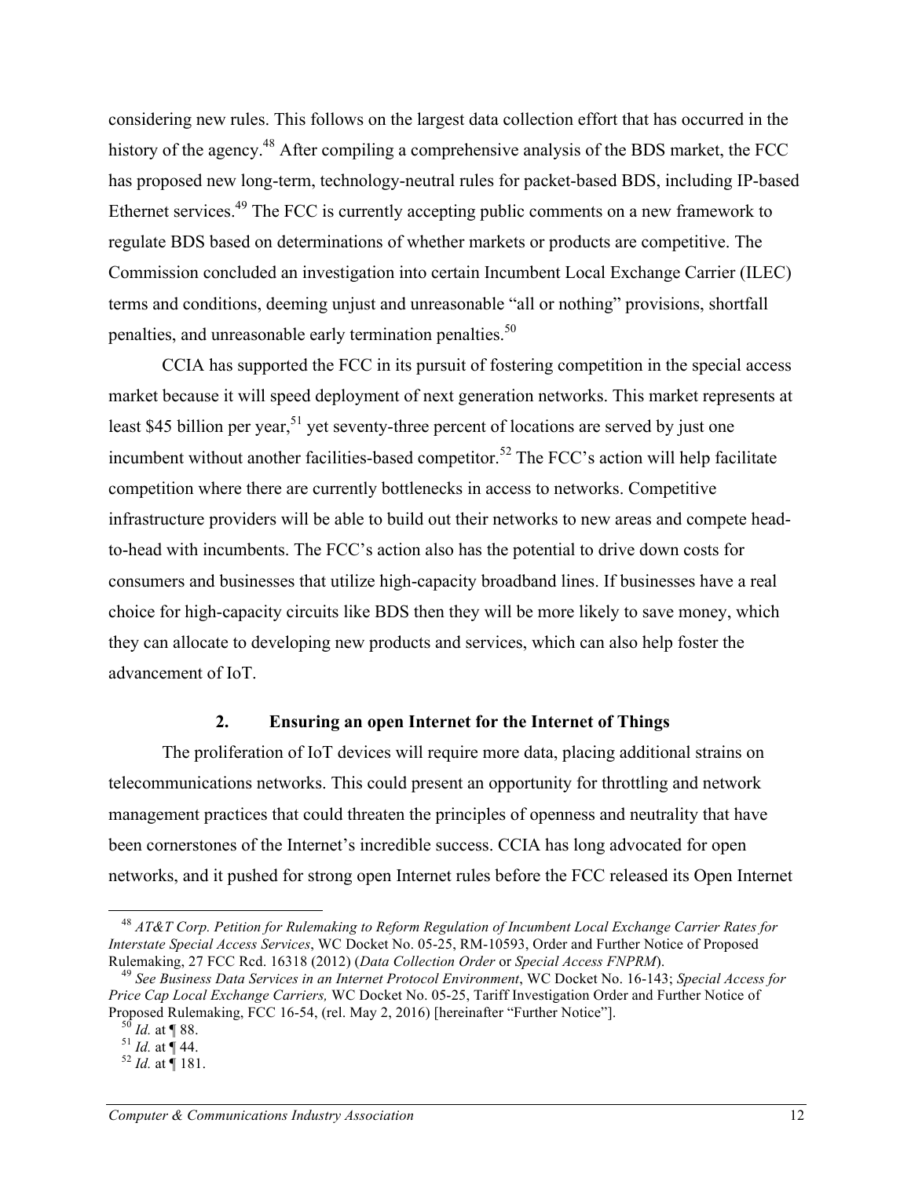considering new rules. This follows on the largest data collection effort that has occurred in the history of the agency.[48] After compiling a comprehensive analysis of the BDS market, the FCC has proposed new long-term, technology-neutral rules for packet-based BDS, including IP-based Ethernet services.[49] The FCC is currently accepting public comments on a new framework to regulate BDS based on determinations of whether markets or products are competitive. The Commission concluded an investigation into certain Incumbent Local Exchange Carrier (ILEC) terms and conditions, deeming unjust and unreasonable "all or nothing" provisions, shortfall penalties, and unreasonable early termination penalties.[50]

CCIA has supported the FCC in its pursuit of fostering competition in the special access market because it will speed deployment of next generation networks. This market represents at least $45 billion per year,[51] yet seventy-three percent of locations are served by just one incumbent without another facilities-based competitor.[52] The FCC's action will help facilitate competition where there are currently bottlenecks in access to networks. Competitive infrastructure providers will be able to build out their networks to new areas and compete head-to-head with incumbents. The FCC's action also has the potential to drive down costs for consumers and businesses that utilize high-capacity broadband lines. If businesses have a real choice for high-capacity circuits like BDS then they will be more likely to save money, which they can allocate to developing new products and services, which can also help foster the advancement of IoT.

### 2. Ensuring an open Internet for the Internet of Things

The proliferation of IoT devices will require more data, placing additional strains on telecommunications networks. This could present an opportunity for throttling and network management practices that could threaten the principles of openness and neutrality that have been cornerstones of the Internet's incredible success. CCIA has long advocated for open networks, and it pushed for strong open Internet rules before the FCC released its Open Internet

---

[48] *AT&T Corp. Petition for Rulemaking to Reform Regulation of Incumbent Local Exchange Carrier Rates for Interstate Special Access Services*, WC Docket No. 05-25, RM-10593, Order and Further Notice of Proposed Rulemaking, 27 FCC Rcd. 16318 (2012) (*Data Collection Order* or *Special Access FNPRM*).

[49] *See Business Data Services in an Internet Protocol Environment*, WC Docket No. 16-143; *Special Access for Price Cap Local Exchange Carriers,* WC Docket No. 05-25, Tariff Investigation Order and Further Notice of Proposed Rulemaking, FCC 16-54, (rel. May 2, 2016) [hereinafter "Further Notice"].

[50] *Id.* at ¶ 88.

[51] *Id.* at ¶ 44.

[52] *Id.* at ¶ 181.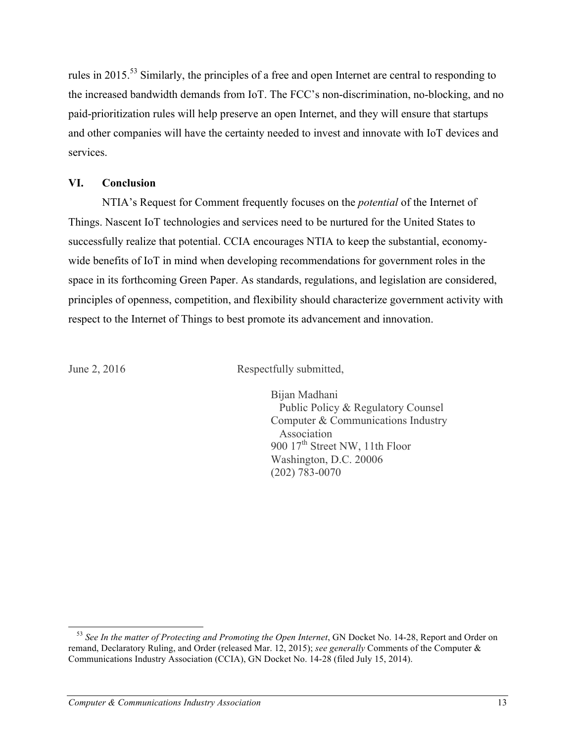rules in 2015.[53] Similarly, the principles of a free and open Internet are central to responding to the increased bandwidth demands from IoT. The FCC's non-discrimination, no-blocking, and no paid-prioritization rules will help preserve an open Internet, and they will ensure that startups and other companies will have the certainty needed to invest and innovate with IoT devices and services.

## VI. Conclusion

NTIA's Request for Comment frequently focuses on the *potential* of the Internet of Things. Nascent IoT technologies and services need to be nurtured for the United States to successfully realize that potential. CCIA encourages NTIA to keep the substantial, economy-wide benefits of IoT in mind when developing recommendations for government roles in the space in its forthcoming Green Paper. As standards, regulations, and legislation are considered, principles of openness, competition, and flexibility should characterize government activity with respect to the Internet of Things to best promote its advancement and innovation.

June 2, 2016

Respectfully submitted,

Bijan Madhani
Public Policy & Regulatory Counsel
Computer & Communications Industry Association
900 17th Street NW, 11th Floor
Washington, D.C. 20006
(202) 783-0070

---

[53] *See In the matter of Protecting and Promoting the Open Internet*, GN Docket No. 14-28, Report and Order on remand, Declaratory Ruling, and Order (released Mar. 12, 2015); *see generally* Comments of the Computer & Communications Industry Association (CCIA), GN Docket No. 14-28 (filed July 15, 2014).